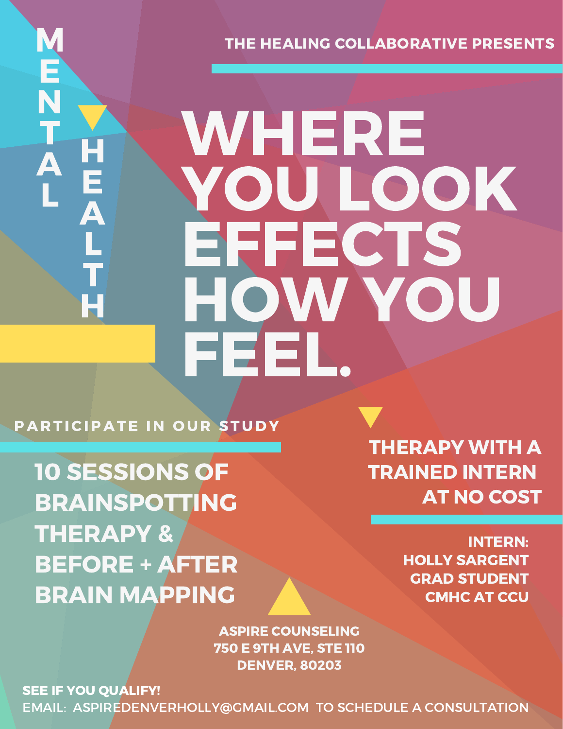MENTAL HEALTH

THE HEALING COLLABORATIVE PRESENTS

# WHERE YOU LOOK EFFECTS HOW YOU FEEL.

PARTICIPATE IN OUR STUDY

## 10 SESSIONS OF BRAINSPOTTING THERAPY & BEFORE + AFTER BRAIN MAPPING

## THERAPY WITH A TRAINED INTERN AT NO COST

INTERN:
HOLLY SARGENT
GRAD STUDENT
CMHC AT CCU

ASPIRE COUNSELING
750 E 9TH AVE, STE 110
DENVER, 80203

**SEE IF YOU QUALIFY!**
EMAIL: ASPIREDENVERHOLLY@GMAIL.COM TO SCHEDULE A CONSULTATION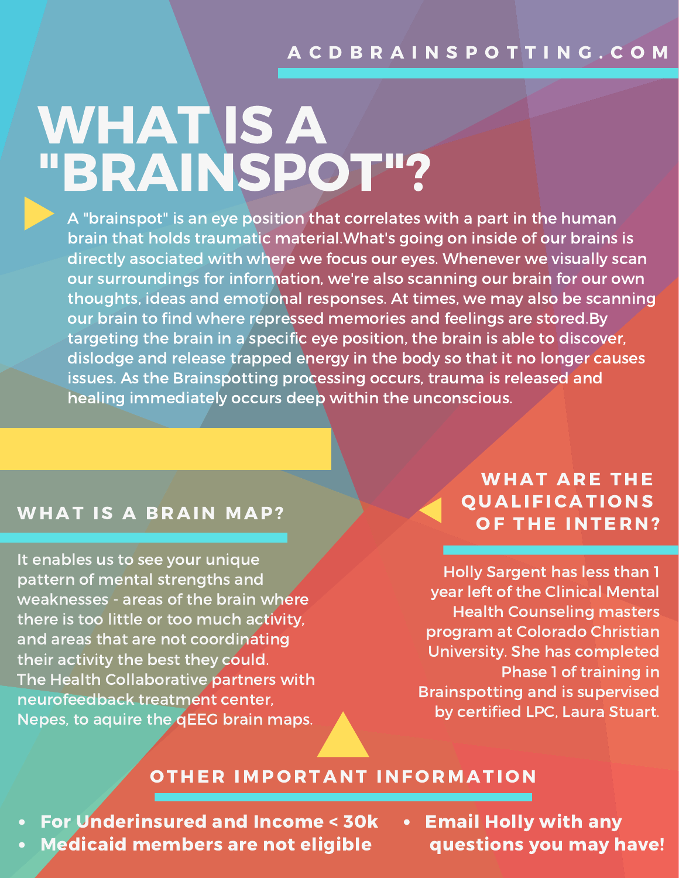ACDBRAINSPOTTING.COM

# WHAT IS A "BRAINSPOT"?

A "brainspot" is an eye position that correlates with a part in the human brain that holds traumatic material.What's going on inside of our brains is directly asociated with where we focus our eyes. Whenever we visually scan our surroundings for information, we're also scanning our brain for our own thoughts, ideas and emotional responses. At times, we may also be scanning our brain to find where repressed memories and feelings are stored.By targeting the brain in a specific eye position, the brain is able to discover, dislodge and release trapped energy in the body so that it no longer causes issues. As the Brainspotting processing occurs, trauma is released and healing immediately occurs deep within the unconscious.

## WHAT IS A BRAIN MAP?

It enables us to see your unique pattern of mental strengths and weaknesses - areas of the brain where there is too little or too much activity, and areas that are not coordinating their activity the best they could. The Health Collaborative partners with neurofeedback treatment center, Nepes, to aquire the qEEG brain maps.

## WHAT ARE THE QUALIFICATIONS OF THE INTERN?

Holly Sargent has less than 1 year left of the Clinical Mental Health Counseling masters program at Colorado Christian University. She has completed Phase 1 of training in Brainspotting and is supervised by certified LPC, Laura Stuart.

## OTHER IMPORTANT INFORMATION

- **For Underinsured and Income < 30k**
- **Medicaid members are not eligible**
- **Email Holly with any questions you may have!**